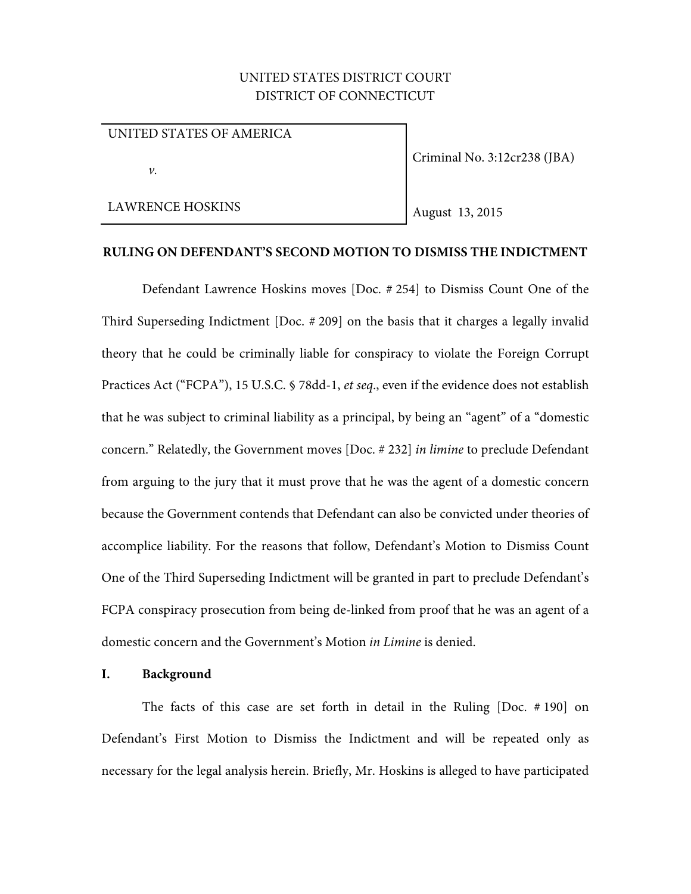UNITED STATES DISTRICT COURT
DISTRICT OF CONNECTICUT

| UNITED STATES OF AMERICA v. LAWRENCE HOSKINS | Criminal No. 3:12cr238 (JBA) August 13, 2015 |
| --- | --- |

**RULING ON DEFENDANT'S SECOND MOTION TO DISMISS THE INDICTMENT**

Defendant Lawrence Hoskins moves [Doc. # 254] to Dismiss Count One of the Third Superseding Indictment [Doc. # 209] on the basis that it charges a legally invalid theory that he could be criminally liable for conspiracy to violate the Foreign Corrupt Practices Act ("FCPA"), 15 U.S.C. § 78dd-1, *et seq*., even if the evidence does not establish that he was subject to criminal liability as a principal, by being an "agent" of a "domestic concern." Relatedly, the Government moves [Doc. # 232] *in limine* to preclude Defendant from arguing to the jury that it must prove that he was the agent of a domestic concern because the Government contends that Defendant can also be convicted under theories of accomplice liability. For the reasons that follow, Defendant's Motion to Dismiss Count One of the Third Superseding Indictment will be granted in part to preclude Defendant's FCPA conspiracy prosecution from being de-linked from proof that he was an agent of a domestic concern and the Government's Motion *in Limine* is denied.

## I. Background

The facts of this case are set forth in detail in the Ruling [Doc. # 190] on Defendant's First Motion to Dismiss the Indictment and will be repeated only as necessary for the legal analysis herein. Briefly, Mr. Hoskins is alleged to have participated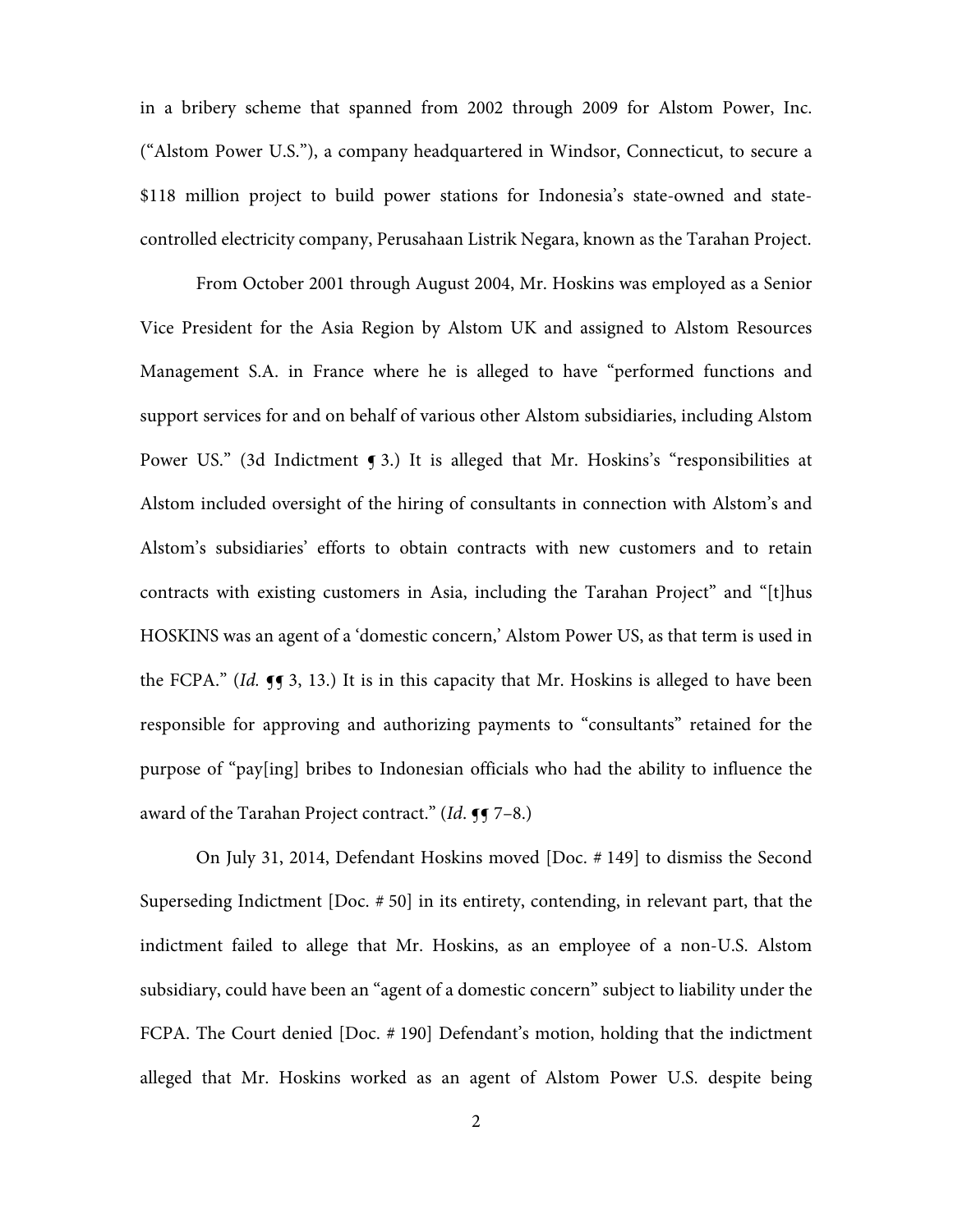in a bribery scheme that spanned from 2002 through 2009 for Alstom Power, Inc. ("Alstom Power U.S."), a company headquartered in Windsor, Connecticut, to secure a $118 million project to build power stations for Indonesia's state-owned and state-controlled electricity company, Perusahaan Listrik Negara, known as the Tarahan Project.

From October 2001 through August 2004, Mr. Hoskins was employed as a Senior Vice President for the Asia Region by Alstom UK and assigned to Alstom Resources Management S.A. in France where he is alleged to have "performed functions and support services for and on behalf of various other Alstom subsidiaries, including Alstom Power US." (3d Indictment ¶ 3.) It is alleged that Mr. Hoskins's "responsibilities at Alstom included oversight of the hiring of consultants in connection with Alstom's and Alstom's subsidiaries' efforts to obtain contracts with new customers and to retain contracts with existing customers in Asia, including the Tarahan Project" and "[t]hus HOSKINS was an agent of a 'domestic concern,' Alstom Power US, as that term is used in the FCPA." (*Id.* ¶¶ 3, 13.) It is in this capacity that Mr. Hoskins is alleged to have been responsible for approving and authorizing payments to "consultants" retained for the purpose of "pay[ing] bribes to Indonesian officials who had the ability to influence the award of the Tarahan Project contract." (*Id.* ¶¶ 7–8.)

On July 31, 2014, Defendant Hoskins moved [Doc. # 149] to dismiss the Second Superseding Indictment [Doc. # 50] in its entirety, contending, in relevant part, that the indictment failed to allege that Mr. Hoskins, as an employee of a non-U.S. Alstom subsidiary, could have been an "agent of a domestic concern" subject to liability under the FCPA. The Court denied [Doc. # 190] Defendant's motion, holding that the indictment alleged that Mr. Hoskins worked as an agent of Alstom Power U.S. despite being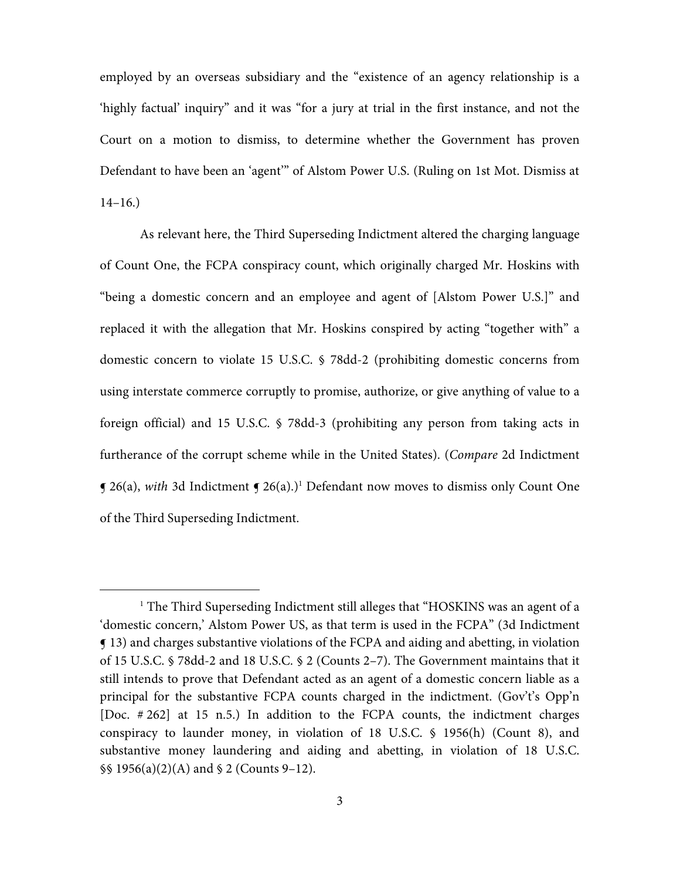employed by an overseas subsidiary and the "existence of an agency relationship is a 'highly factual' inquiry" and it was "for a jury at trial in the first instance, and not the Court on a motion to dismiss, to determine whether the Government has proven Defendant to have been an 'agent'" of Alstom Power U.S. (Ruling on 1st Mot. Dismiss at 14–16.)

As relevant here, the Third Superseding Indictment altered the charging language of Count One, the FCPA conspiracy count, which originally charged Mr. Hoskins with "being a domestic concern and an employee and agent of [Alstom Power U.S.]" and replaced it with the allegation that Mr. Hoskins conspired by acting "together with" a domestic concern to violate 15 U.S.C. § 78dd-2 (prohibiting domestic concerns from using interstate commerce corruptly to promise, authorize, or give anything of value to a foreign official) and 15 U.S.C. § 78dd-3 (prohibiting any person from taking acts in furtherance of the corrupt scheme while in the United States). (*Compare* 2d Indictment ¶ 26(a), *with* 3d Indictment ¶ 26(a).)[1] Defendant now moves to dismiss only Count One of the Third Superseding Indictment.

---

[1] The Third Superseding Indictment still alleges that "HOSKINS was an agent of a 'domestic concern,' Alstom Power US, as that term is used in the FCPA" (3d Indictment ¶ 13) and charges substantive violations of the FCPA and aiding and abetting, in violation of 15 U.S.C. § 78dd-2 and 18 U.S.C. § 2 (Counts 2–7). The Government maintains that it still intends to prove that Defendant acted as an agent of a domestic concern liable as a principal for the substantive FCPA counts charged in the indictment. (Gov't's Opp'n [Doc. # 262] at 15 n.5.) In addition to the FCPA counts, the indictment charges conspiracy to launder money, in violation of 18 U.S.C. § 1956(h) (Count 8), and substantive money laundering and aiding and abetting, in violation of 18 U.S.C. §§ 1956(a)(2)(A) and § 2 (Counts 9–12).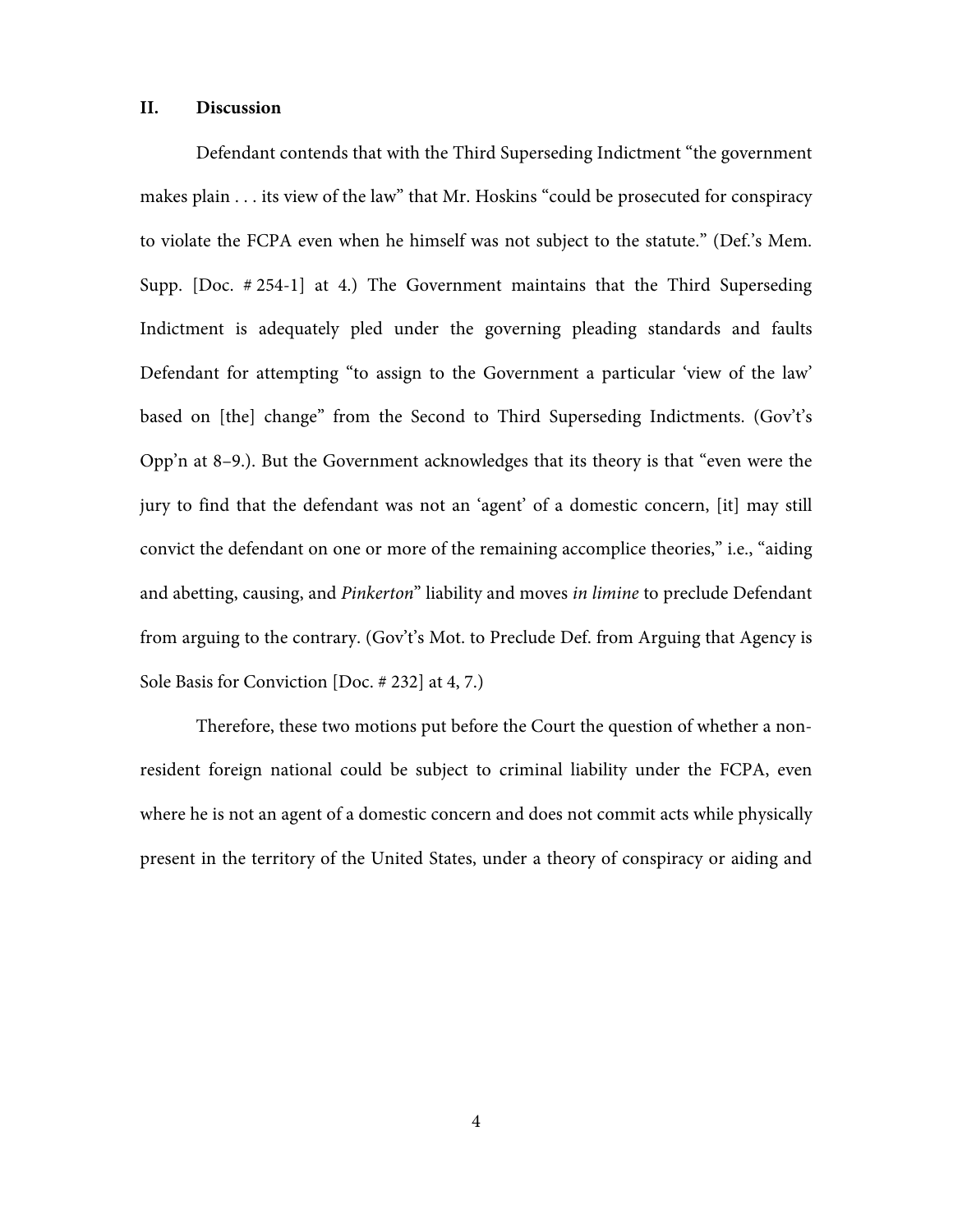## II. Discussion

Defendant contends that with the Third Superseding Indictment "the government makes plain . . . its view of the law" that Mr. Hoskins "could be prosecuted for conspiracy to violate the FCPA even when he himself was not subject to the statute." (Def.'s Mem. Supp. [Doc. # 254-1] at 4.) The Government maintains that the Third Superseding Indictment is adequately pled under the governing pleading standards and faults Defendant for attempting "to assign to the Government a particular 'view of the law' based on [the] change" from the Second to Third Superseding Indictments. (Gov't's Opp'n at 8–9.). But the Government acknowledges that its theory is that "even were the jury to find that the defendant was not an 'agent' of a domestic concern, [it] may still convict the defendant on one or more of the remaining accomplice theories," i.e., "aiding and abetting, causing, and *Pinkerton*" liability and moves *in limine* to preclude Defendant from arguing to the contrary. (Gov't's Mot. to Preclude Def. from Arguing that Agency is Sole Basis for Conviction [Doc. # 232] at 4, 7.)

Therefore, these two motions put before the Court the question of whether a non-resident foreign national could be subject to criminal liability under the FCPA, even where he is not an agent of a domestic concern and does not commit acts while physically present in the territory of the United States, under a theory of conspiracy or aiding and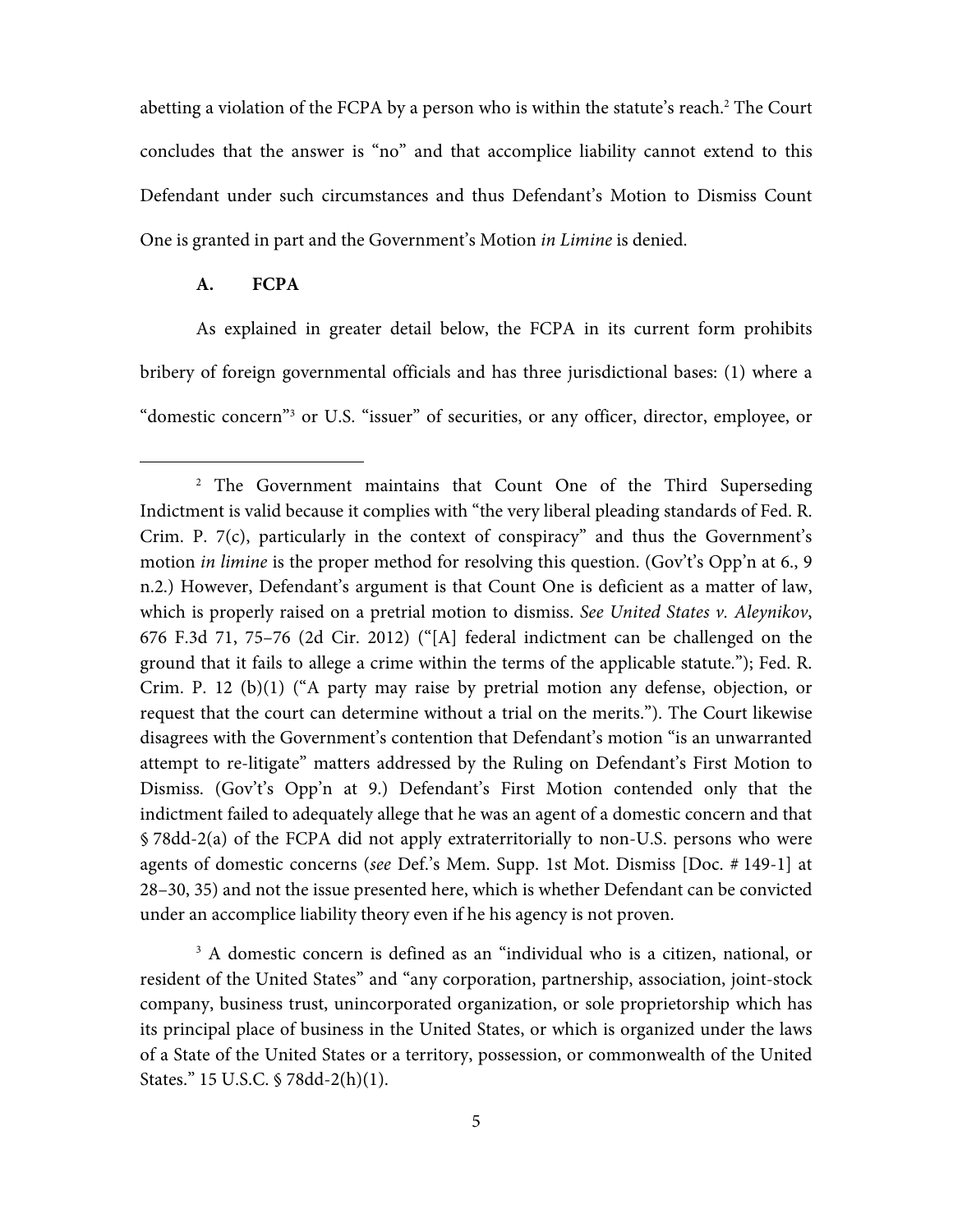abetting a violation of the FCPA by a person who is within the statute's reach.[2] The Court concludes that the answer is "no" and that accomplice liability cannot extend to this Defendant under such circumstances and thus Defendant's Motion to Dismiss Count One is granted in part and the Government's Motion *in Limine* is denied.

### A. FCPA

As explained in greater detail below, the FCPA in its current form prohibits bribery of foreign governmental officials and has three jurisdictional bases: (1) where a "domestic concern"[3] or U.S. "issuer" of securities, or any officer, director, employee, or

---

[2] The Government maintains that Count One of the Third Superseding Indictment is valid because it complies with "the very liberal pleading standards of Fed. R. Crim. P. 7(c), particularly in the context of conspiracy" and thus the Government's motion *in limine* is the proper method for resolving this question. (Gov't's Opp'n at 6., 9 n.2.) However, Defendant's argument is that Count One is deficient as a matter of law, which is properly raised on a pretrial motion to dismiss. *See United States v. Aleynikov*, 676 F.3d 71, 75–76 (2d Cir. 2012) ("[A] federal indictment can be challenged on the ground that it fails to allege a crime within the terms of the applicable statute."); Fed. R. Crim. P. 12 (b)(1) ("A party may raise by pretrial motion any defense, objection, or request that the court can determine without a trial on the merits."). The Court likewise disagrees with the Government's contention that Defendant's motion "is an unwarranted attempt to re-litigate" matters addressed by the Ruling on Defendant's First Motion to Dismiss. (Gov't's Opp'n at 9.) Defendant's First Motion contended only that the indictment failed to adequately allege that he was an agent of a domestic concern and that § 78dd-2(a) of the FCPA did not apply extraterritorially to non-U.S. persons who were agents of domestic concerns (*see* Def.'s Mem. Supp. 1st Mot. Dismiss [Doc. # 149-1] at 28–30, 35) and not the issue presented here, which is whether Defendant can be convicted under an accomplice liability theory even if he his agency is not proven.

[3] A domestic concern is defined as an "individual who is a citizen, national, or resident of the United States" and "any corporation, partnership, association, joint-stock company, business trust, unincorporated organization, or sole proprietorship which has its principal place of business in the United States, or which is organized under the laws of a State of the United States or a territory, possession, or commonwealth of the United States." 15 U.S.C. § 78dd-2(h)(1).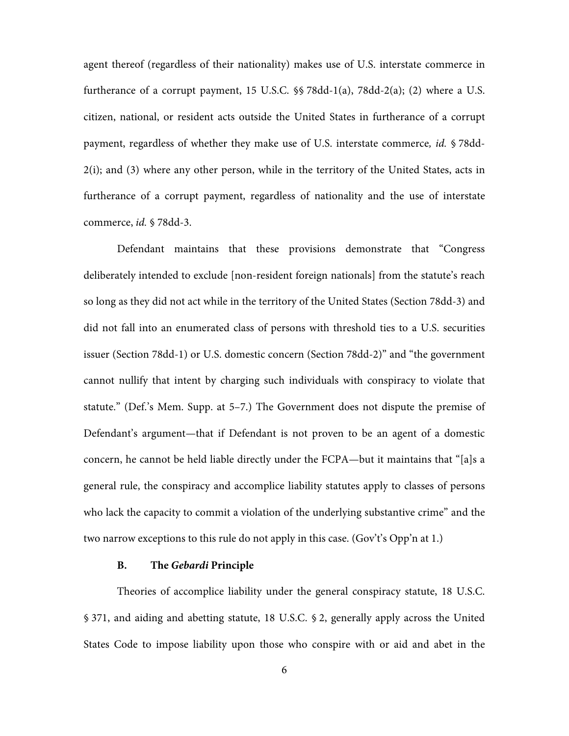agent thereof (regardless of their nationality) makes use of U.S. interstate commerce in furtherance of a corrupt payment, 15 U.S.C. §§ 78dd-1(a), 78dd-2(a); (2) where a U.S. citizen, national, or resident acts outside the United States in furtherance of a corrupt payment, regardless of whether they make use of U.S. interstate commerce, *id.* § 78dd-2(i); and (3) where any other person, while in the territory of the United States, acts in furtherance of a corrupt payment, regardless of nationality and the use of interstate commerce, *id.* § 78dd-3.

Defendant maintains that these provisions demonstrate that "Congress deliberately intended to exclude [non-resident foreign nationals] from the statute's reach so long as they did not act while in the territory of the United States (Section 78dd-3) and did not fall into an enumerated class of persons with threshold ties to a U.S. securities issuer (Section 78dd-1) or U.S. domestic concern (Section 78dd-2)" and "the government cannot nullify that intent by charging such individuals with conspiracy to violate that statute." (Def.'s Mem. Supp. at 5–7.) The Government does not dispute the premise of Defendant's argument—that if Defendant is not proven to be an agent of a domestic concern, he cannot be held liable directly under the FCPA—but it maintains that "[a]s a general rule, the conspiracy and accomplice liability statutes apply to classes of persons who lack the capacity to commit a violation of the underlying substantive crime" and the two narrow exceptions to this rule do not apply in this case. (Gov't's Opp'n at 1.)

### B. The *Gebardi* Principle

Theories of accomplice liability under the general conspiracy statute, 18 U.S.C. § 371, and aiding and abetting statute, 18 U.S.C. § 2, generally apply across the United States Code to impose liability upon those who conspire with or aid and abet in the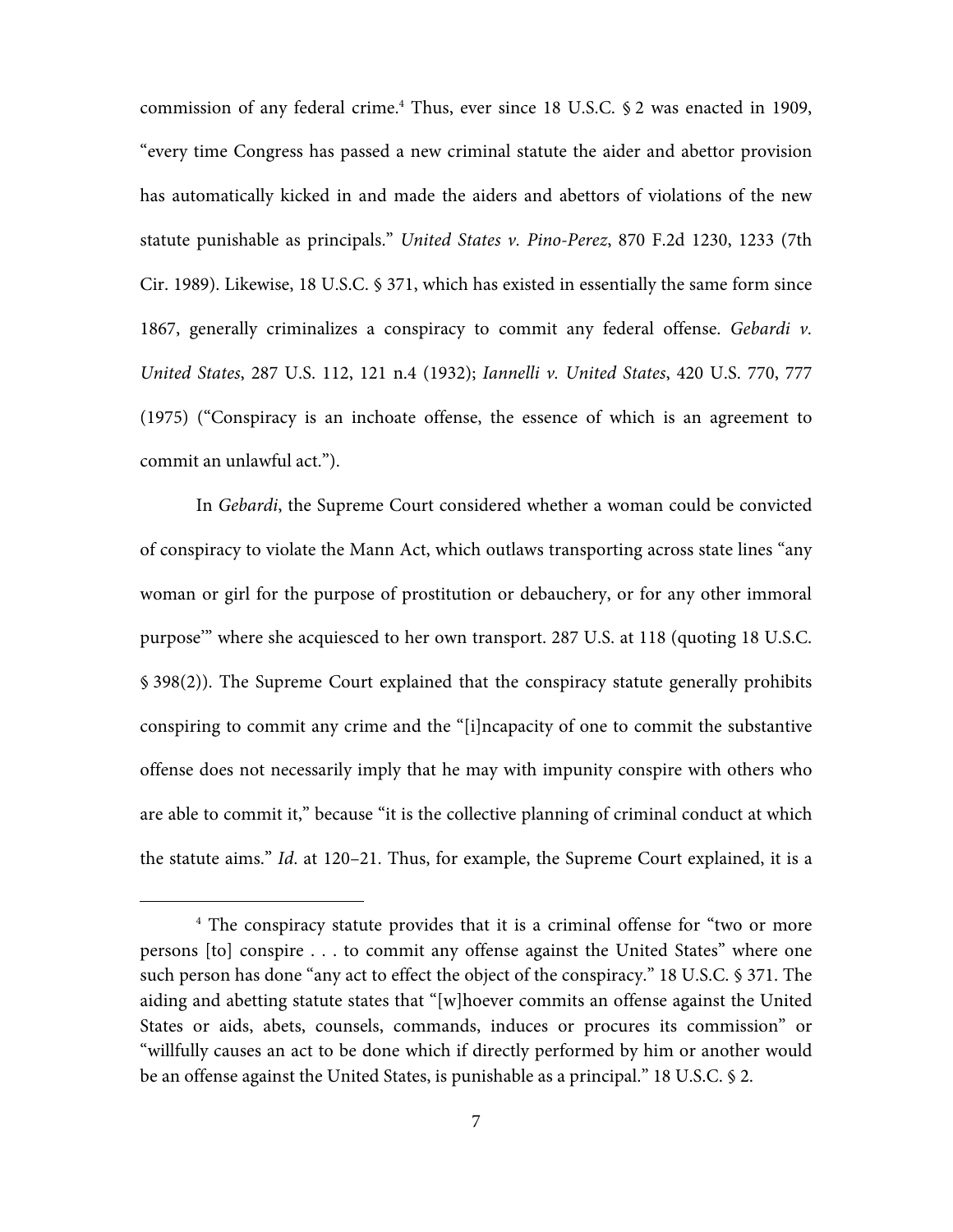commission of any federal crime.[4] Thus, ever since 18 U.S.C. § 2 was enacted in 1909, "every time Congress has passed a new criminal statute the aider and abettor provision has automatically kicked in and made the aiders and abettors of violations of the new statute punishable as principals." *United States v. Pino-Perez*, 870 F.2d 1230, 1233 (7th Cir. 1989). Likewise, 18 U.S.C. § 371, which has existed in essentially the same form since 1867, generally criminalizes a conspiracy to commit any federal offense. *Gebardi v. United States*, 287 U.S. 112, 121 n.4 (1932); *Iannelli v. United States*, 420 U.S. 770, 777 (1975) ("Conspiracy is an inchoate offense, the essence of which is an agreement to commit an unlawful act.").

In *Gebardi*, the Supreme Court considered whether a woman could be convicted of conspiracy to violate the Mann Act, which outlaws transporting across state lines "any woman or girl for the purpose of prostitution or debauchery, or for any other immoral purpose'" where she acquiesced to her own transport. 287 U.S. at 118 (quoting 18 U.S.C. § 398(2)). The Supreme Court explained that the conspiracy statute generally prohibits conspiring to commit any crime and the "[i]ncapacity of one to commit the substantive offense does not necessarily imply that he may with impunity conspire with others who are able to commit it," because "it is the collective planning of criminal conduct at which the statute aims." *Id.* at 120–21. Thus, for example, the Supreme Court explained, it is a

[4] The conspiracy statute provides that it is a criminal offense for "two or more persons [to] conspire . . . to commit any offense against the United States" where one such person has done "any act to effect the object of the conspiracy." 18 U.S.C. § 371. The aiding and abetting statute states that "[w]hoever commits an offense against the United States or aids, abets, counsels, commands, induces or procures its commission" or "willfully causes an act to be done which if directly performed by him or another would be an offense against the United States, is punishable as a principal." 18 U.S.C. § 2.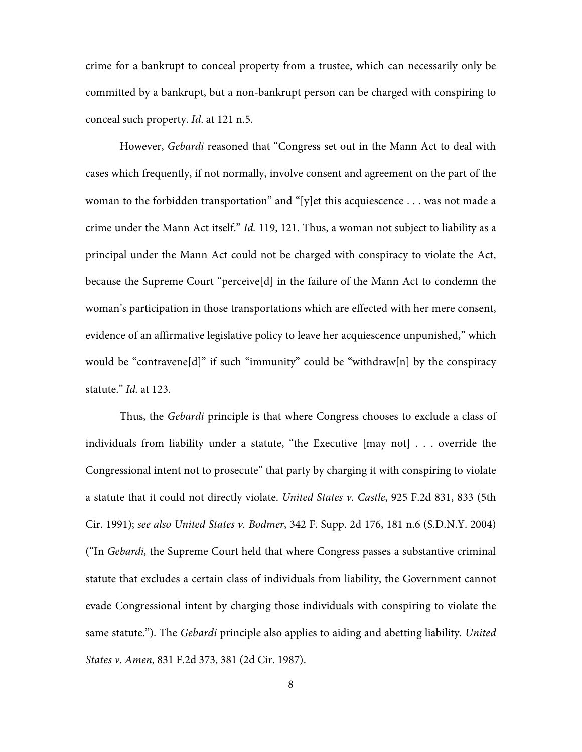crime for a bankrupt to conceal property from a trustee, which can necessarily only be committed by a bankrupt, but a non-bankrupt person can be charged with conspiring to conceal such property. *Id*. at 121 n.5.

However, *Gebardi* reasoned that "Congress set out in the Mann Act to deal with cases which frequently, if not normally, involve consent and agreement on the part of the woman to the forbidden transportation" and "[y]et this acquiescence . . . was not made a crime under the Mann Act itself." *Id.* 119, 121. Thus, a woman not subject to liability as a principal under the Mann Act could not be charged with conspiracy to violate the Act, because the Supreme Court "perceive[d] in the failure of the Mann Act to condemn the woman's participation in those transportations which are effected with her mere consent, evidence of an affirmative legislative policy to leave her acquiescence unpunished," which would be "contravene[d]" if such "immunity" could be "withdraw[n] by the conspiracy statute." *Id.* at 123.

Thus, the *Gebardi* principle is that where Congress chooses to exclude a class of individuals from liability under a statute, "the Executive [may not] . . . override the Congressional intent not to prosecute" that party by charging it with conspiring to violate a statute that it could not directly violate. *United States v. Castle*, 925 F.2d 831, 833 (5th Cir. 1991); *see also United States v. Bodmer*, 342 F. Supp. 2d 176, 181 n.6 (S.D.N.Y. 2004) ("In *Gebardi,* the Supreme Court held that where Congress passes a substantive criminal statute that excludes a certain class of individuals from liability, the Government cannot evade Congressional intent by charging those individuals with conspiring to violate the same statute."). The *Gebardi* principle also applies to aiding and abetting liability. *United States v. Amen*, 831 F.2d 373, 381 (2d Cir. 1987).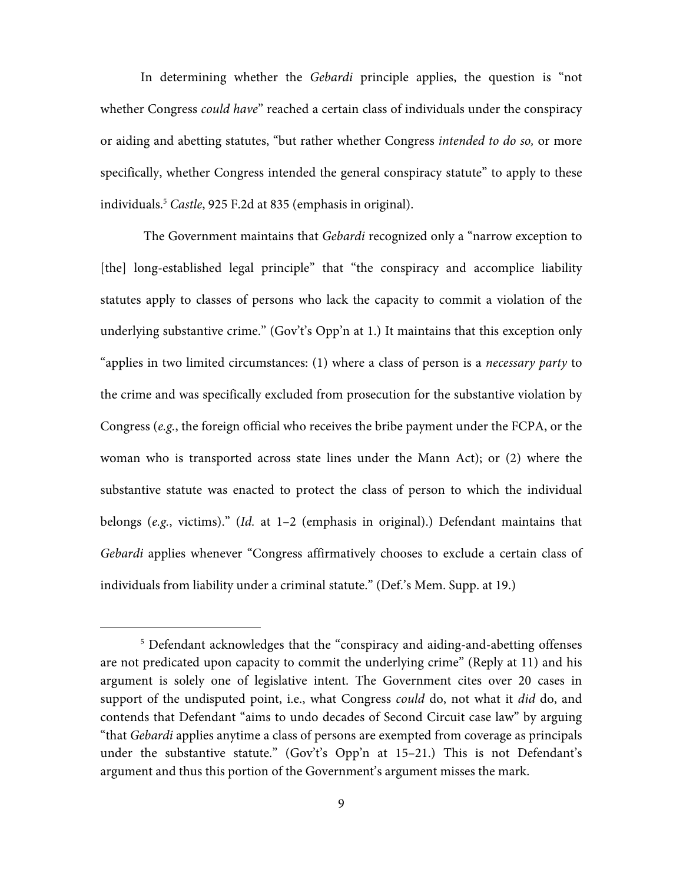In determining whether the *Gebardi* principle applies, the question is "not whether Congress *could have*" reached a certain class of individuals under the conspiracy or aiding and abetting statutes, "but rather whether Congress *intended to do so,* or more specifically, whether Congress intended the general conspiracy statute" to apply to these individuals.[5] *Castle*, 925 F.2d at 835 (emphasis in original).

The Government maintains that *Gebardi* recognized only a "narrow exception to [the] long-established legal principle" that "the conspiracy and accomplice liability statutes apply to classes of persons who lack the capacity to commit a violation of the underlying substantive crime." (Gov't's Opp'n at 1.) It maintains that this exception only "applies in two limited circumstances: (1) where a class of person is a *necessary party* to the crime and was specifically excluded from prosecution for the substantive violation by Congress (*e.g.*, the foreign official who receives the bribe payment under the FCPA, or the woman who is transported across state lines under the Mann Act); or (2) where the substantive statute was enacted to protect the class of person to which the individual belongs (*e.g.*, victims)." (*Id.* at 1–2 (emphasis in original).) Defendant maintains that *Gebardi* applies whenever "Congress affirmatively chooses to exclude a certain class of individuals from liability under a criminal statute." (Def.'s Mem. Supp. at 19.)

---

[5] Defendant acknowledges that the "conspiracy and aiding-and-abetting offenses are not predicated upon capacity to commit the underlying crime" (Reply at 11) and his argument is solely one of legislative intent. The Government cites over 20 cases in support of the undisputed point, i.e., what Congress *could* do, not what it *did* do, and contends that Defendant "aims to undo decades of Second Circuit case law" by arguing "that *Gebardi* applies anytime a class of persons are exempted from coverage as principals under the substantive statute." (Gov't's Opp'n at 15–21.) This is not Defendant's argument and thus this portion of the Government's argument misses the mark.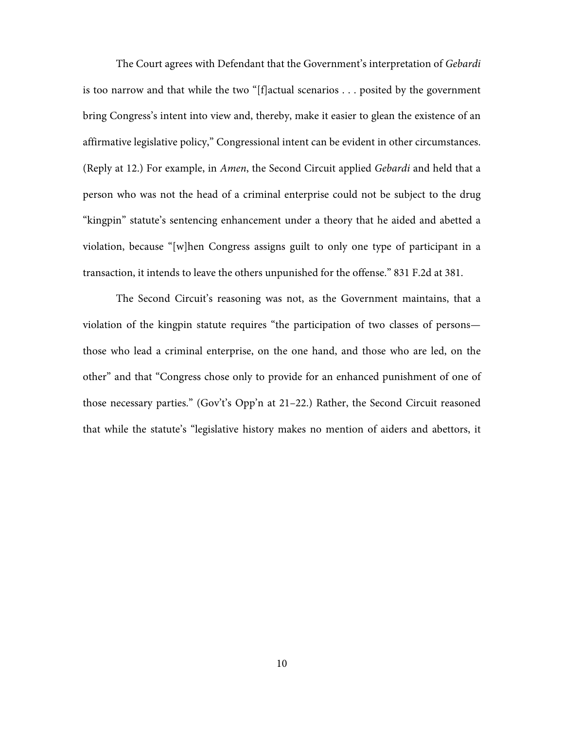The Court agrees with Defendant that the Government's interpretation of *Gebardi* is too narrow and that while the two "[f]actual scenarios . . . posited by the government bring Congress's intent into view and, thereby, make it easier to glean the existence of an affirmative legislative policy," Congressional intent can be evident in other circumstances. (Reply at 12.) For example, in *Amen*, the Second Circuit applied *Gebardi* and held that a person who was not the head of a criminal enterprise could not be subject to the drug "kingpin" statute's sentencing enhancement under a theory that he aided and abetted a violation, because "[w]hen Congress assigns guilt to only one type of participant in a transaction, it intends to leave the others unpunished for the offense." 831 F.2d at 381.

The Second Circuit's reasoning was not, as the Government maintains, that a violation of the kingpin statute requires "the participation of two classes of persons—those who lead a criminal enterprise, on the one hand, and those who are led, on the other" and that "Congress chose only to provide for an enhanced punishment of one of those necessary parties." (Gov't's Opp'n at 21–22.) Rather, the Second Circuit reasoned that while the statute's "legislative history makes no mention of aiders and abettors, it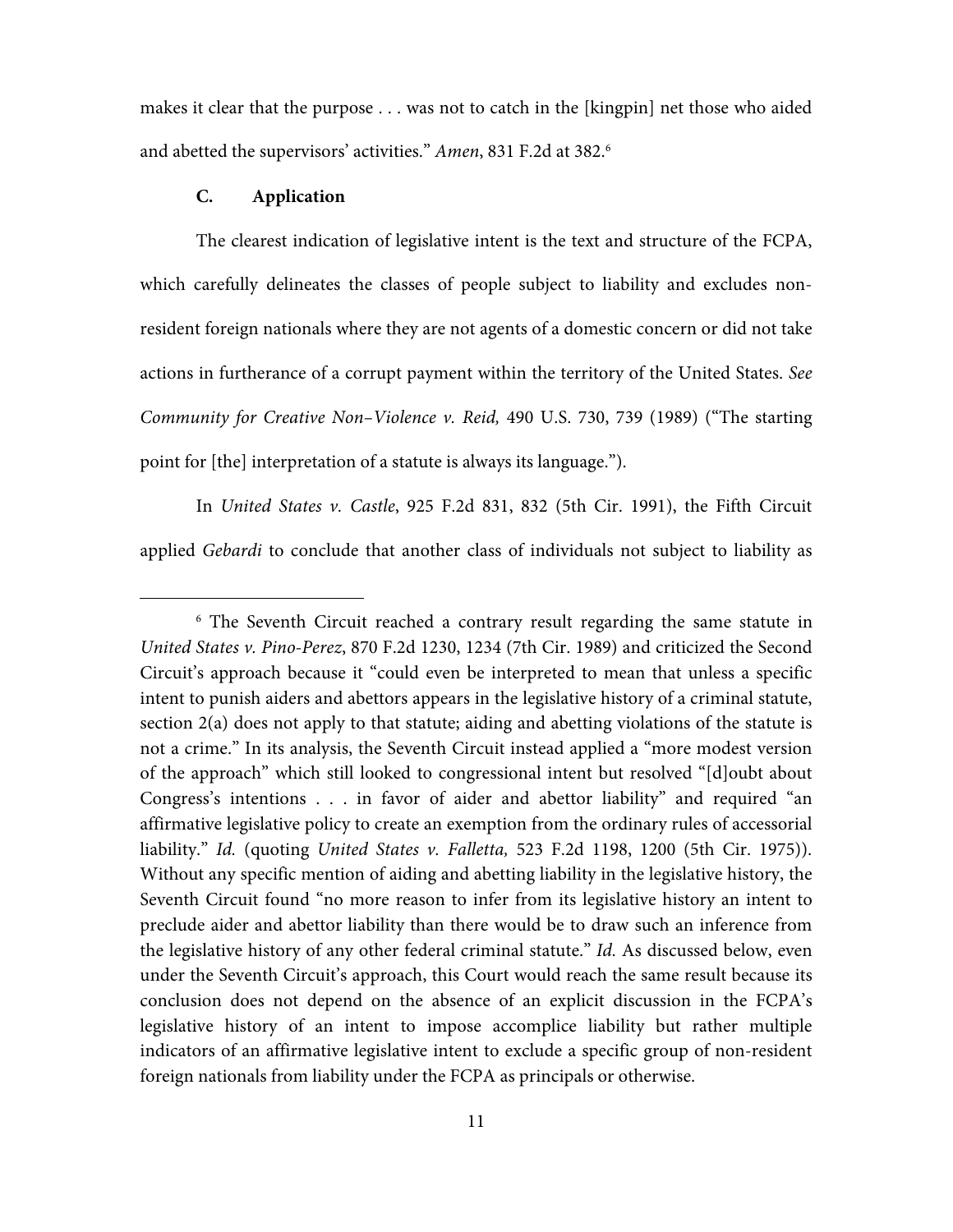makes it clear that the purpose . . . was not to catch in the [kingpin] net those who aided and abetted the supervisors' activities." *Amen*, 831 F.2d at 382.[6]

### C. Application

The clearest indication of legislative intent is the text and structure of the FCPA, which carefully delineates the classes of people subject to liability and excludes non-resident foreign nationals where they are not agents of a domestic concern or did not take actions in furtherance of a corrupt payment within the territory of the United States. *See Community for Creative Non–Violence v. Reid,* 490 U.S. 730, 739 (1989) ("The starting point for [the] interpretation of a statute is always its language.").

In *United States v. Castle*, 925 F.2d 831, 832 (5th Cir. 1991), the Fifth Circuit applied *Gebardi* to conclude that another class of individuals not subject to liability as

---

[6] The Seventh Circuit reached a contrary result regarding the same statute in *United States v. Pino-Perez*, 870 F.2d 1230, 1234 (7th Cir. 1989) and criticized the Second Circuit's approach because it "could even be interpreted to mean that unless a specific intent to punish aiders and abettors appears in the legislative history of a criminal statute, section 2(a) does not apply to that statute; aiding and abetting violations of the statute is not a crime." In its analysis, the Seventh Circuit instead applied a "more modest version of the approach" which still looked to congressional intent but resolved "[d]oubt about Congress's intentions . . . in favor of aider and abettor liability" and required "an affirmative legislative policy to create an exemption from the ordinary rules of accessorial liability." *Id.* (quoting *United States v. Falletta,* 523 F.2d 1198, 1200 (5th Cir. 1975)). Without any specific mention of aiding and abetting liability in the legislative history, the Seventh Circuit found "no more reason to infer from its legislative history an intent to preclude aider and abettor liability than there would be to draw such an inference from the legislative history of any other federal criminal statute." *Id.* As discussed below, even under the Seventh Circuit's approach, this Court would reach the same result because its conclusion does not depend on the absence of an explicit discussion in the FCPA's legislative history of an intent to impose accomplice liability but rather multiple indicators of an affirmative legislative intent to exclude a specific group of non-resident foreign nationals from liability under the FCPA as principals or otherwise.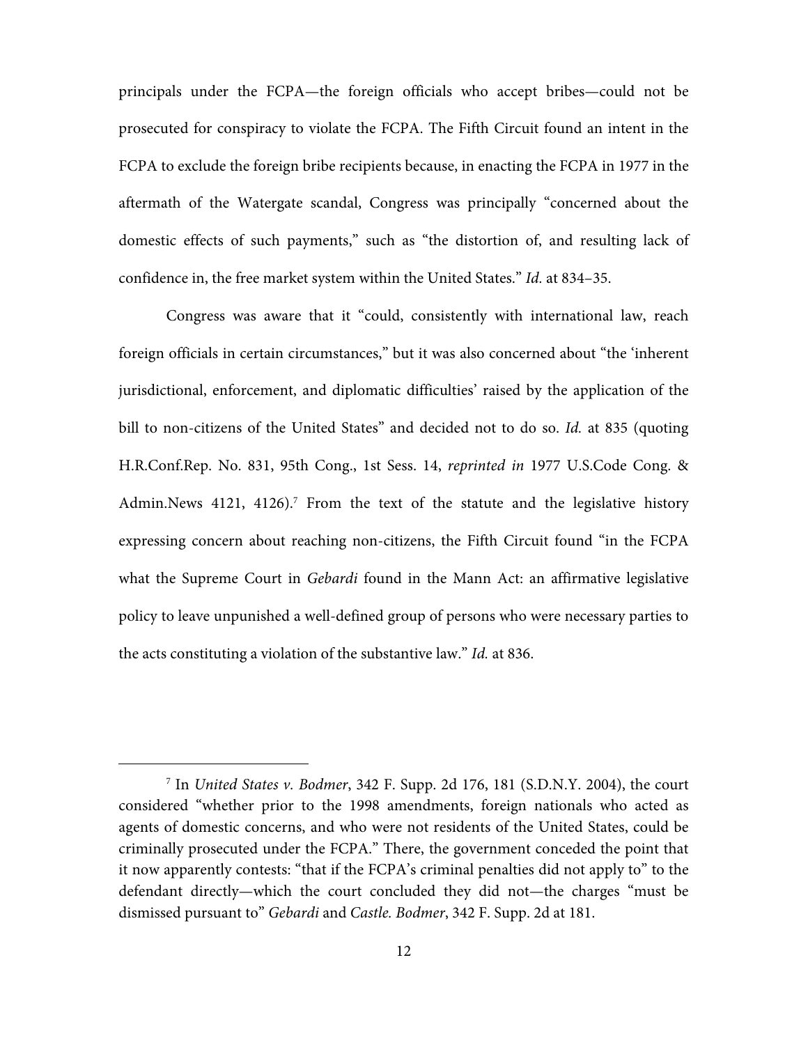principals under the FCPA—the foreign officials who accept bribes—could not be prosecuted for conspiracy to violate the FCPA. The Fifth Circuit found an intent in the FCPA to exclude the foreign bribe recipients because, in enacting the FCPA in 1977 in the aftermath of the Watergate scandal, Congress was principally "concerned about the domestic effects of such payments," such as "the distortion of, and resulting lack of confidence in, the free market system within the United States." *Id.* at 834–35.

Congress was aware that it "could, consistently with international law, reach foreign officials in certain circumstances," but it was also concerned about "the 'inherent jurisdictional, enforcement, and diplomatic difficulties' raised by the application of the bill to non-citizens of the United States" and decided not to do so. *Id.* at 835 (quoting H.R.Conf.Rep. No. 831, 95th Cong., 1st Sess. 14, *reprinted in* 1977 U.S.Code Cong. & Admin.News 4121, 4126).[7] From the text of the statute and the legislative history expressing concern about reaching non-citizens, the Fifth Circuit found "in the FCPA what the Supreme Court in *Gebardi* found in the Mann Act: an affirmative legislative policy to leave unpunished a well-defined group of persons who were necessary parties to the acts constituting a violation of the substantive law." *Id.* at 836.

---

[7] In *United States v. Bodmer*, 342 F. Supp. 2d 176, 181 (S.D.N.Y. 2004), the court considered "whether prior to the 1998 amendments, foreign nationals who acted as agents of domestic concerns, and who were not residents of the United States, could be criminally prosecuted under the FCPA." There, the government conceded the point that it now apparently contests: "that if the FCPA's criminal penalties did not apply to" to the defendant directly—which the court concluded they did not—the charges "must be dismissed pursuant to" *Gebardi* and *Castle. Bodmer*, 342 F. Supp. 2d at 181.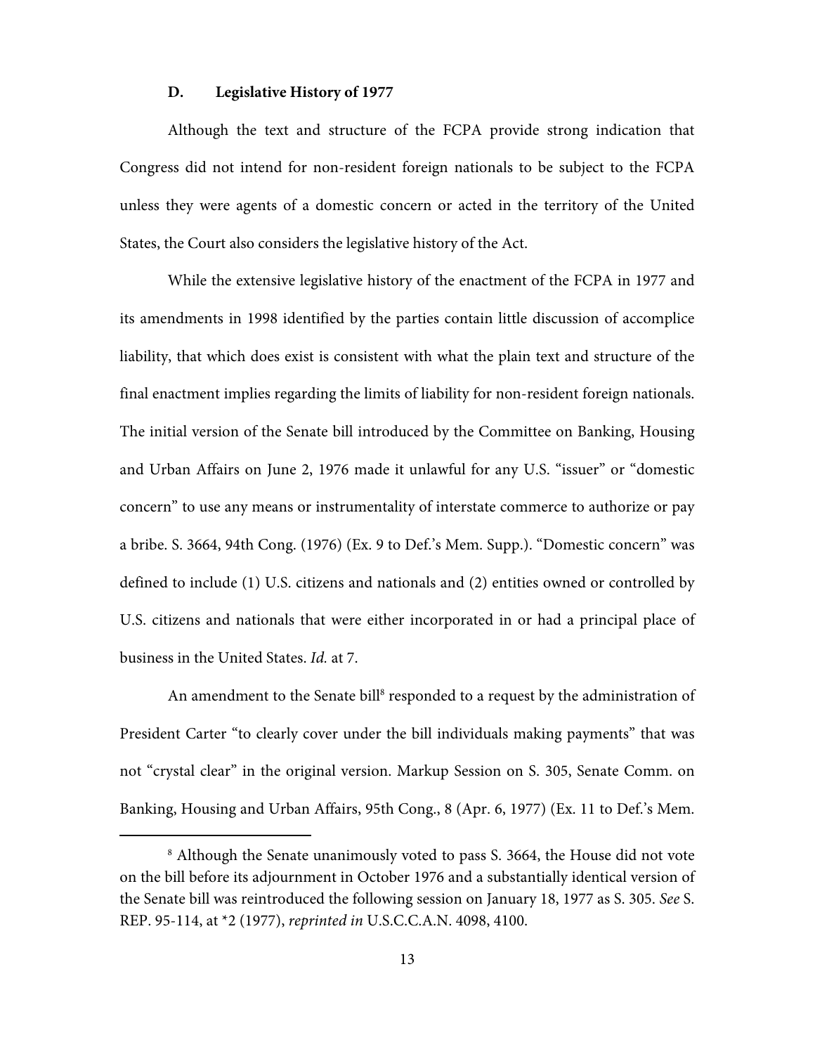### D. Legislative History of 1977

Although the text and structure of the FCPA provide strong indication that Congress did not intend for non-resident foreign nationals to be subject to the FCPA unless they were agents of a domestic concern or acted in the territory of the United States, the Court also considers the legislative history of the Act.

While the extensive legislative history of the enactment of the FCPA in 1977 and its amendments in 1998 identified by the parties contain little discussion of accomplice liability, that which does exist is consistent with what the plain text and structure of the final enactment implies regarding the limits of liability for non-resident foreign nationals. The initial version of the Senate bill introduced by the Committee on Banking, Housing and Urban Affairs on June 2, 1976 made it unlawful for any U.S. "issuer" or "domestic concern" to use any means or instrumentality of interstate commerce to authorize or pay a bribe. S. 3664, 94th Cong. (1976) (Ex. 9 to Def.'s Mem. Supp.). "Domestic concern" was defined to include (1) U.S. citizens and nationals and (2) entities owned or controlled by U.S. citizens and nationals that were either incorporated in or had a principal place of business in the United States. *Id.* at 7.

An amendment to the Senate bill[8] responded to a request by the administration of President Carter "to clearly cover under the bill individuals making payments" that was not "crystal clear" in the original version. Markup Session on S. 305, Senate Comm. on Banking, Housing and Urban Affairs, 95th Cong., 8 (Apr. 6, 1977) (Ex. 11 to Def.'s Mem.

---

[8] Although the Senate unanimously voted to pass S. 3664, the House did not vote on the bill before its adjournment in October 1976 and a substantially identical version of the Senate bill was reintroduced the following session on January 18, 1977 as S. 305. *See* S. REP. 95-114, at *2 (1977), *reprinted in* U.S.C.C.A.N. 4098, 4100.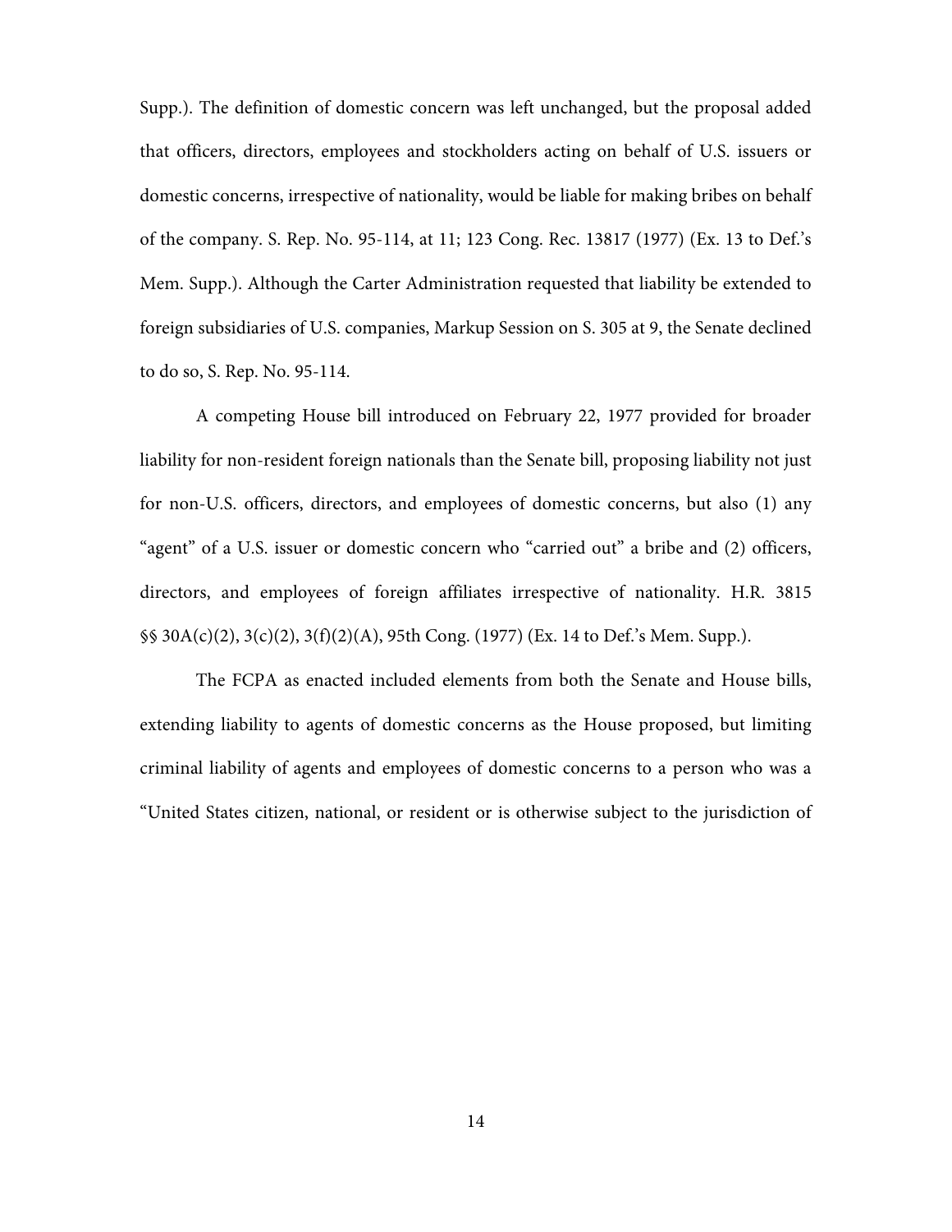Supp.). The definition of domestic concern was left unchanged, but the proposal added that officers, directors, employees and stockholders acting on behalf of U.S. issuers or domestic concerns, irrespective of nationality, would be liable for making bribes on behalf of the company. S. Rep. No. 95-114, at 11; 123 Cong. Rec. 13817 (1977) (Ex. 13 to Def.'s Mem. Supp.). Although the Carter Administration requested that liability be extended to foreign subsidiaries of U.S. companies, Markup Session on S. 305 at 9, the Senate declined to do so, S. Rep. No. 95-114.

A competing House bill introduced on February 22, 1977 provided for broader liability for non-resident foreign nationals than the Senate bill, proposing liability not just for non-U.S. officers, directors, and employees of domestic concerns, but also (1) any "agent" of a U.S. issuer or domestic concern who "carried out" a bribe and (2) officers, directors, and employees of foreign affiliates irrespective of nationality. H.R. 3815 §§ 30A(c)(2), 3(c)(2), 3(f)(2)(A), 95th Cong. (1977) (Ex. 14 to Def.'s Mem. Supp.).

The FCPA as enacted included elements from both the Senate and House bills, extending liability to agents of domestic concerns as the House proposed, but limiting criminal liability of agents and employees of domestic concerns to a person who was a "United States citizen, national, or resident or is otherwise subject to the jurisdiction of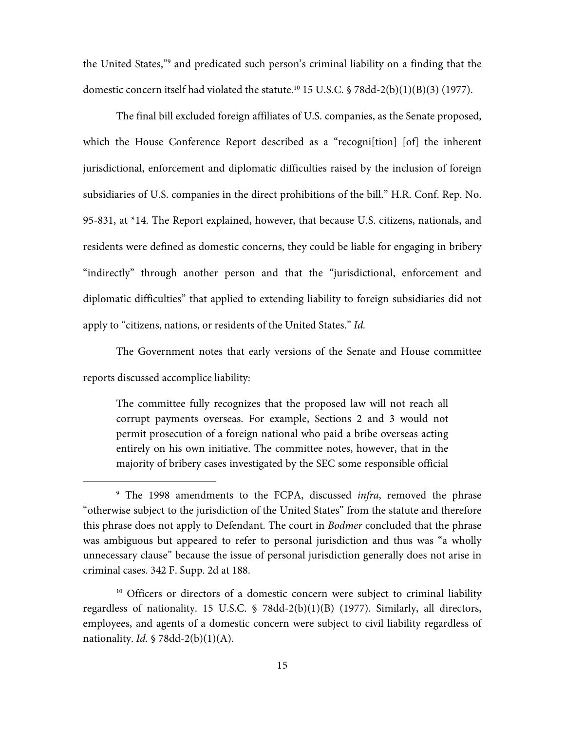the United States,"[9] and predicated such person's criminal liability on a finding that the domestic concern itself had violated the statute.[10] 15 U.S.C. § 78dd-2(b)(1)(B)(3) (1977).

The final bill excluded foreign affiliates of U.S. companies, as the Senate proposed, which the House Conference Report described as a "recogni[tion] [of] the inherent jurisdictional, enforcement and diplomatic difficulties raised by the inclusion of foreign subsidiaries of U.S. companies in the direct prohibitions of the bill." H.R. Conf. Rep. No. 95-831, at *14. The Report explained, however, that because U.S. citizens, nationals, and residents were defined as domestic concerns, they could be liable for engaging in bribery "indirectly" through another person and that the "jurisdictional, enforcement and diplomatic difficulties" that applied to extending liability to foreign subsidiaries did not apply to "citizens, nations, or residents of the United States." *Id.*

The Government notes that early versions of the Senate and House committee reports discussed accomplice liability:

> The committee fully recognizes that the proposed law will not reach all corrupt payments overseas. For example, Sections 2 and 3 would not permit prosecution of a foreign national who paid a bribe overseas acting entirely on his own initiative. The committee notes, however, that in the majority of bribery cases investigated by the SEC some responsible official

---

[9] The 1998 amendments to the FCPA, discussed *infra*, removed the phrase "otherwise subject to the jurisdiction of the United States" from the statute and therefore this phrase does not apply to Defendant. The court in *Bodmer* concluded that the phrase was ambiguous but appeared to refer to personal jurisdiction and thus was "a wholly unnecessary clause" because the issue of personal jurisdiction generally does not arise in criminal cases. 342 F. Supp. 2d at 188.

[10] Officers or directors of a domestic concern were subject to criminal liability regardless of nationality. 15 U.S.C. § 78dd-2(b)(1)(B) (1977). Similarly, all directors, employees, and agents of a domestic concern were subject to civil liability regardless of nationality. *Id.* § 78dd-2(b)(1)(A).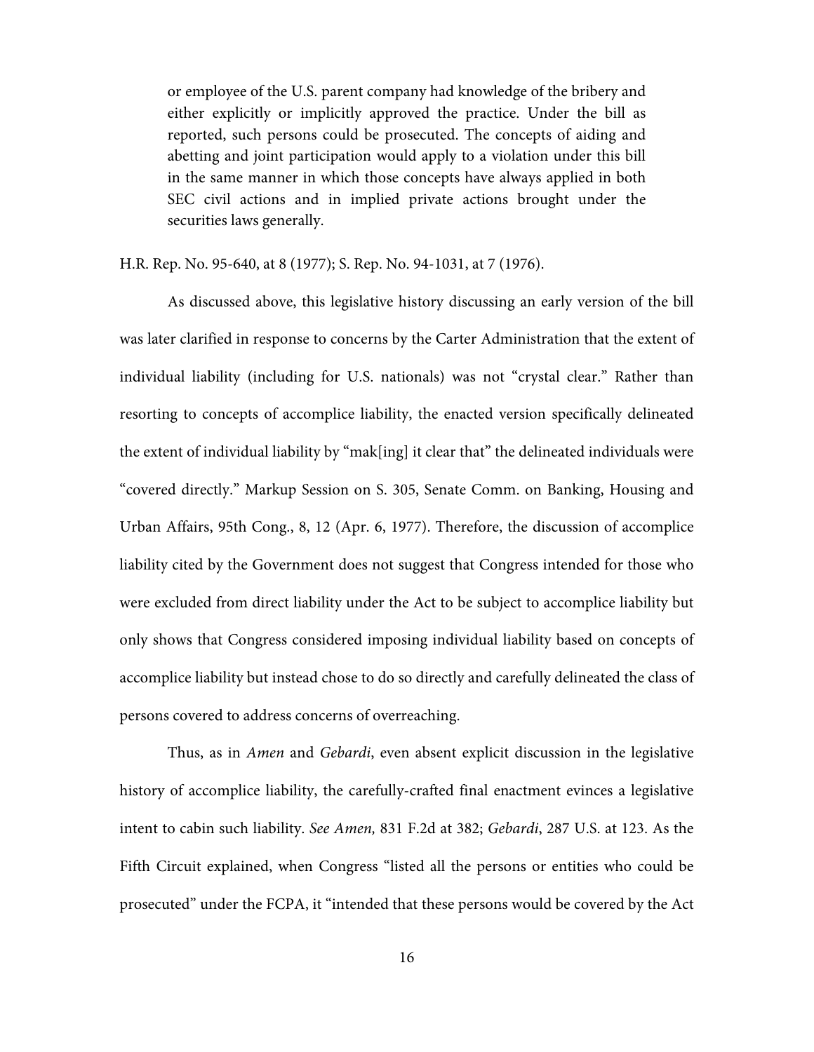> or employee of the U.S. parent company had knowledge of the bribery and either explicitly or implicitly approved the practice. Under the bill as reported, such persons could be prosecuted. The concepts of aiding and abetting and joint participation would apply to a violation under this bill in the same manner in which those concepts have always applied in both SEC civil actions and in implied private actions brought under the securities laws generally.

H.R. Rep. No. 95-640, at 8 (1977); S. Rep. No. 94-1031, at 7 (1976).

As discussed above, this legislative history discussing an early version of the bill was later clarified in response to concerns by the Carter Administration that the extent of individual liability (including for U.S. nationals) was not "crystal clear." Rather than resorting to concepts of accomplice liability, the enacted version specifically delineated the extent of individual liability by "mak[ing] it clear that" the delineated individuals were "covered directly." Markup Session on S. 305, Senate Comm. on Banking, Housing and Urban Affairs, 95th Cong., 8, 12 (Apr. 6, 1977). Therefore, the discussion of accomplice liability cited by the Government does not suggest that Congress intended for those who were excluded from direct liability under the Act to be subject to accomplice liability but only shows that Congress considered imposing individual liability based on concepts of accomplice liability but instead chose to do so directly and carefully delineated the class of persons covered to address concerns of overreaching.

Thus, as in *Amen* and *Gebardi*, even absent explicit discussion in the legislative history of accomplice liability, the carefully-crafted final enactment evinces a legislative intent to cabin such liability. *See Amen,* 831 F.2d at 382; *Gebardi*, 287 U.S. at 123. As the Fifth Circuit explained, when Congress "listed all the persons or entities who could be prosecuted" under the FCPA, it "intended that these persons would be covered by the Act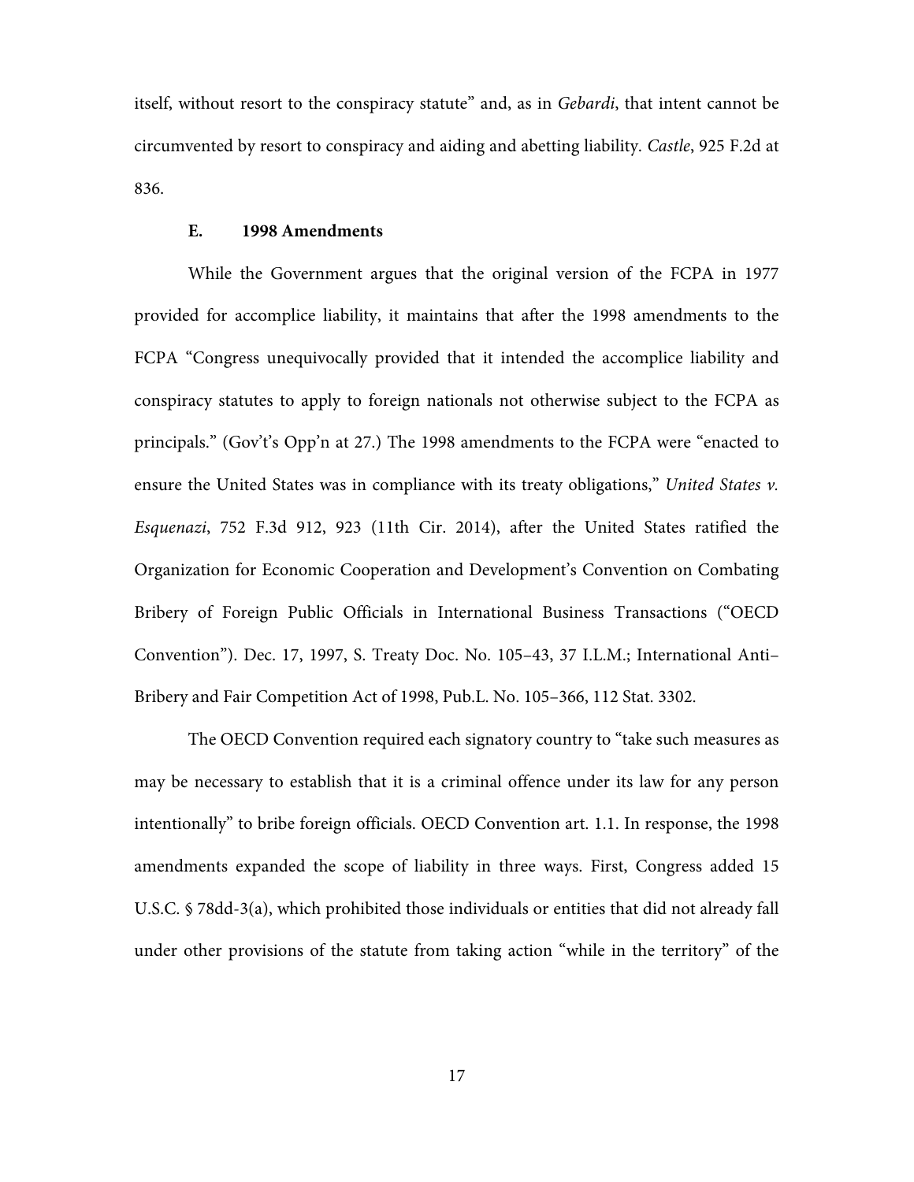itself, without resort to the conspiracy statute" and, as in *Gebardi*, that intent cannot be circumvented by resort to conspiracy and aiding and abetting liability. *Castle*, 925 F.2d at 836.

### E. 1998 Amendments

While the Government argues that the original version of the FCPA in 1977 provided for accomplice liability, it maintains that after the 1998 amendments to the FCPA "Congress unequivocally provided that it intended the accomplice liability and conspiracy statutes to apply to foreign nationals not otherwise subject to the FCPA as principals." (Gov't's Opp'n at 27.) The 1998 amendments to the FCPA were "enacted to ensure the United States was in compliance with its treaty obligations," *United States v. Esquenazi*, 752 F.3d 912, 923 (11th Cir. 2014), after the United States ratified the Organization for Economic Cooperation and Development's Convention on Combating Bribery of Foreign Public Officials in International Business Transactions ("OECD Convention"). Dec. 17, 1997, S. Treaty Doc. No. 105–43, 37 I.L.M.; International Anti–Bribery and Fair Competition Act of 1998, Pub.L. No. 105–366, 112 Stat. 3302.

The OECD Convention required each signatory country to "take such measures as may be necessary to establish that it is a criminal offence under its law for any person intentionally" to bribe foreign officials. OECD Convention art. 1.1. In response, the 1998 amendments expanded the scope of liability in three ways. First, Congress added 15 U.S.C. § 78dd-3(a), which prohibited those individuals or entities that did not already fall under other provisions of the statute from taking action "while in the territory" of the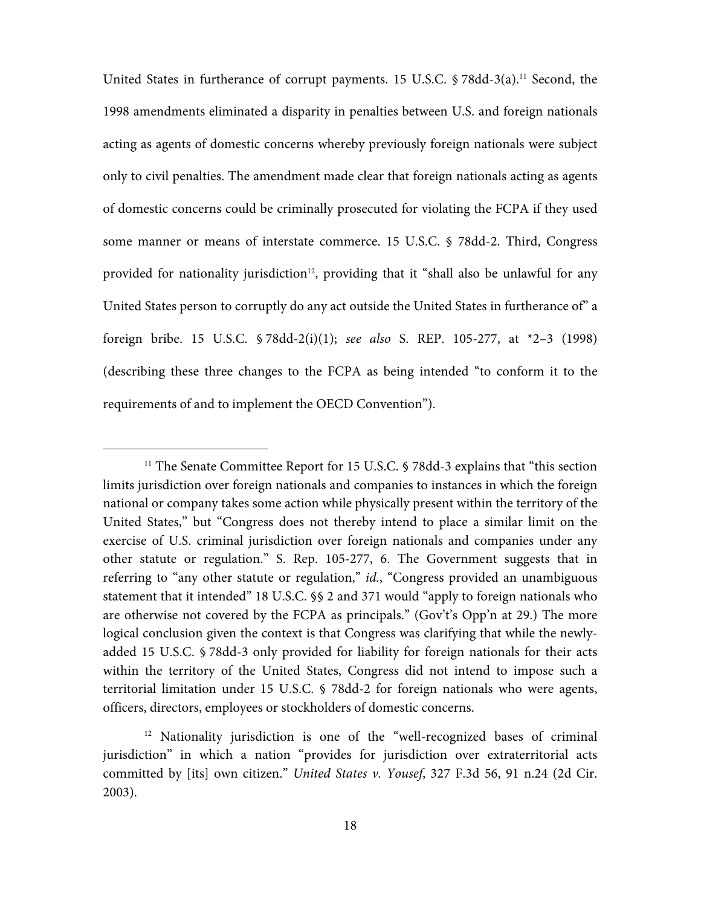United States in furtherance of corrupt payments. 15 U.S.C. § 78dd-3(a).[11] Second, the 1998 amendments eliminated a disparity in penalties between U.S. and foreign nationals acting as agents of domestic concerns whereby previously foreign nationals were subject only to civil penalties. The amendment made clear that foreign nationals acting as agents of domestic concerns could be criminally prosecuted for violating the FCPA if they used some manner or means of interstate commerce. 15 U.S.C. § 78dd-2. Third, Congress provided for nationality jurisdiction[12], providing that it "shall also be unlawful for any United States person to corruptly do any act outside the United States in furtherance of" a foreign bribe. 15 U.S.C. § 78dd-2(i)(1); *see also* S. REP. 105-277, at *2–3 (1998) (describing these three changes to the FCPA as being intended "to conform it to the requirements of and to implement the OECD Convention").

---

[11] The Senate Committee Report for 15 U.S.C. § 78dd-3 explains that "this section limits jurisdiction over foreign nationals and companies to instances in which the foreign national or company takes some action while physically present within the territory of the United States," but "Congress does not thereby intend to place a similar limit on the exercise of U.S. criminal jurisdiction over foreign nationals and companies under any other statute or regulation." S. Rep. 105-277, 6. The Government suggests that in referring to "any other statute or regulation," *id.*, "Congress provided an unambiguous statement that it intended" 18 U.S.C. §§ 2 and 371 would "apply to foreign nationals who are otherwise not covered by the FCPA as principals." (Gov't's Opp'n at 29.) The more logical conclusion given the context is that Congress was clarifying that while the newly-added 15 U.S.C. § 78dd-3 only provided for liability for foreign nationals for their acts within the territory of the United States, Congress did not intend to impose such a territorial limitation under 15 U.S.C. § 78dd-2 for foreign nationals who were agents, officers, directors, employees or stockholders of domestic concerns.

[12] Nationality jurisdiction is one of the "well-recognized bases of criminal jurisdiction" in which a nation "provides for jurisdiction over extraterritorial acts committed by [its] own citizen." *United States v. Yousef*, 327 F.3d 56, 91 n.24 (2d Cir. 2003).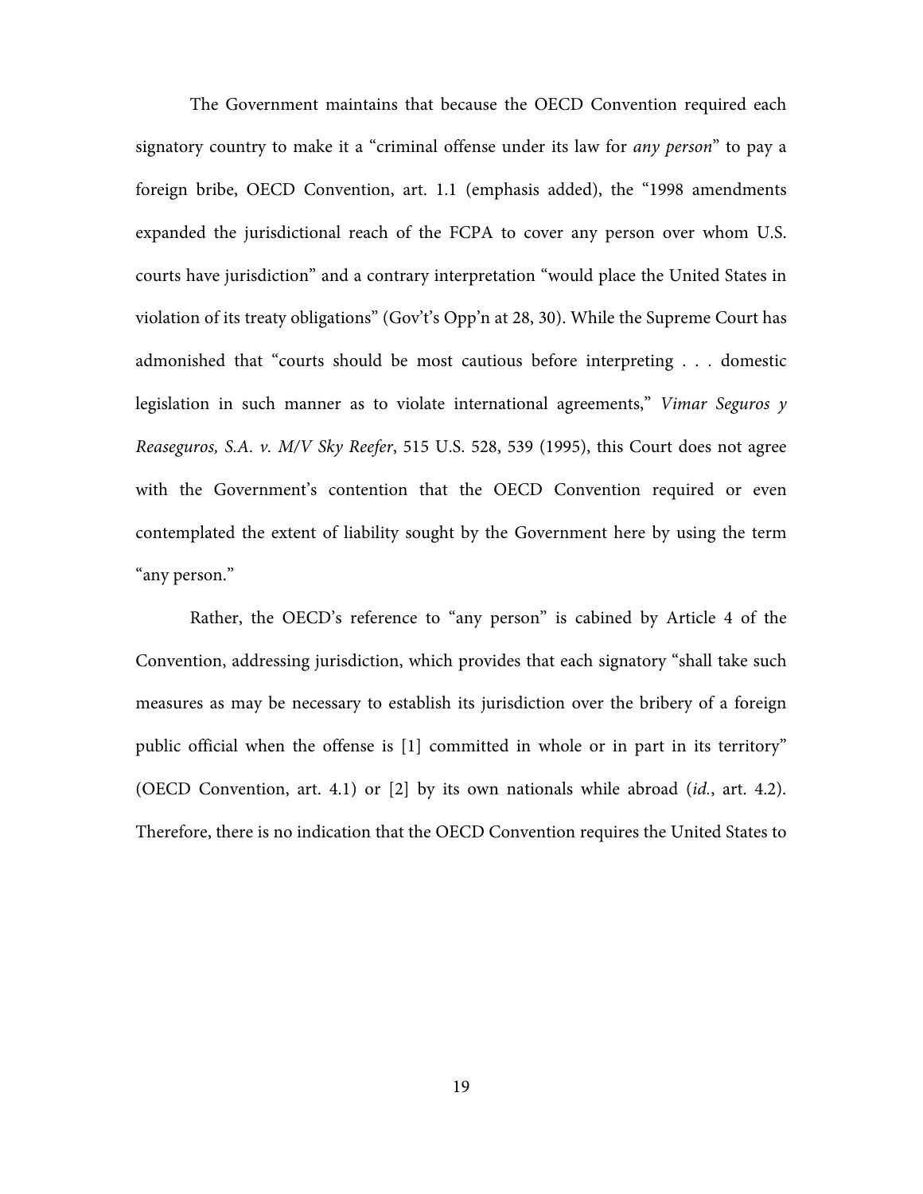The Government maintains that because the OECD Convention required each signatory country to make it a "criminal offense under its law for *any person*" to pay a foreign bribe, OECD Convention, art. 1.1 (emphasis added), the "1998 amendments expanded the jurisdictional reach of the FCPA to cover any person over whom U.S. courts have jurisdiction" and a contrary interpretation "would place the United States in violation of its treaty obligations" (Gov't's Opp'n at 28, 30). While the Supreme Court has admonished that "courts should be most cautious before interpreting . . . domestic legislation in such manner as to violate international agreements," *Vimar Seguros y Reaseguros, S.A. v. M/V Sky Reefer*, 515 U.S. 528, 539 (1995), this Court does not agree with the Government's contention that the OECD Convention required or even contemplated the extent of liability sought by the Government here by using the term "any person."

Rather, the OECD's reference to "any person" is cabined by Article 4 of the Convention, addressing jurisdiction, which provides that each signatory "shall take such measures as may be necessary to establish its jurisdiction over the bribery of a foreign public official when the offense is [1] committed in whole or in part in its territory" (OECD Convention, art. 4.1) or [2] by its own nationals while abroad (*id.*, art. 4.2). Therefore, there is no indication that the OECD Convention requires the United States to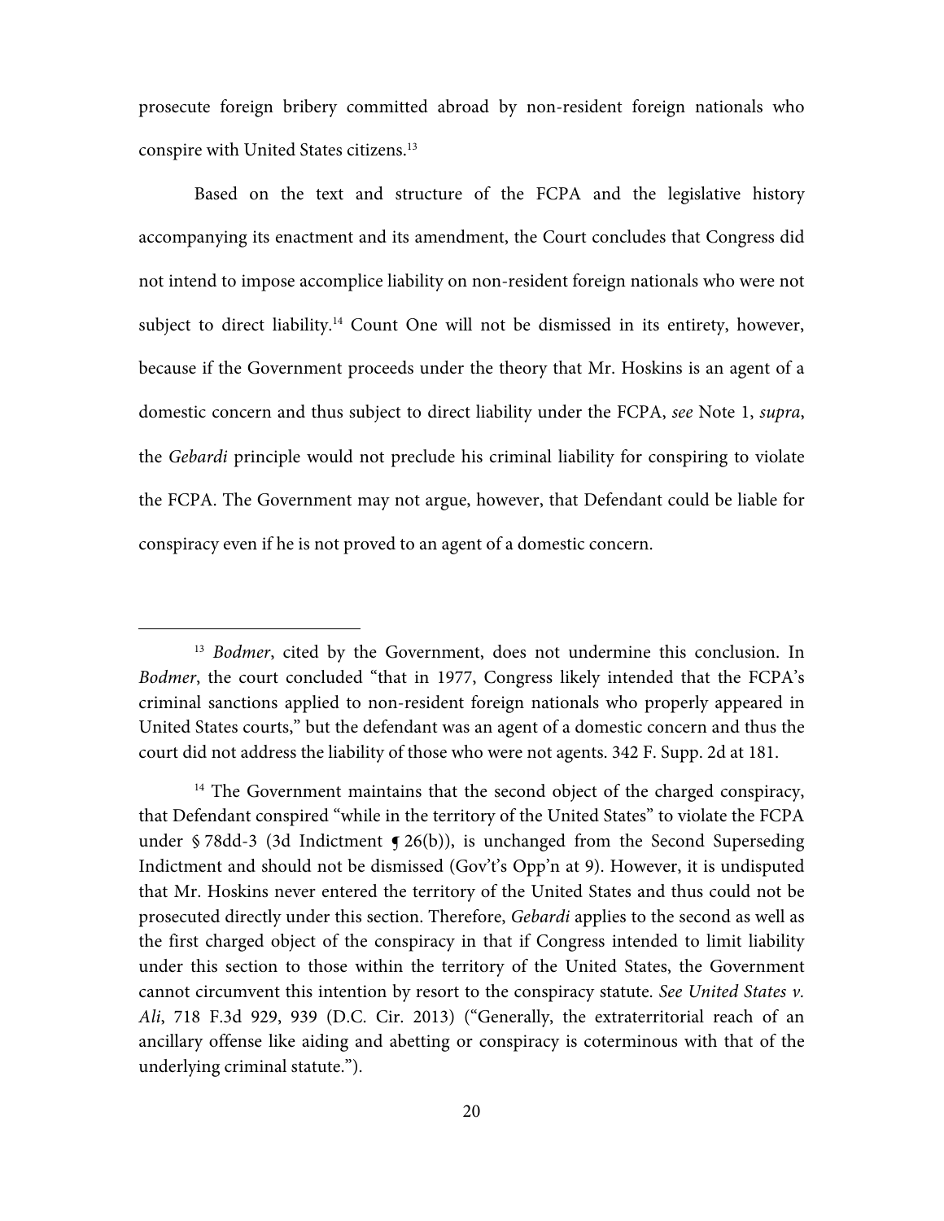prosecute foreign bribery committed abroad by non-resident foreign nationals who conspire with United States citizens.[13]

Based on the text and structure of the FCPA and the legislative history accompanying its enactment and its amendment, the Court concludes that Congress did not intend to impose accomplice liability on non-resident foreign nationals who were not subject to direct liability.[14] Count One will not be dismissed in its entirety, however, because if the Government proceeds under the theory that Mr. Hoskins is an agent of a domestic concern and thus subject to direct liability under the FCPA, *see* Note 1, *supra*, the *Gebardi* principle would not preclude his criminal liability for conspiring to violate the FCPA. The Government may not argue, however, that Defendant could be liable for conspiracy even if he is not proved to an agent of a domestic concern.

---

[13] *Bodmer*, cited by the Government, does not undermine this conclusion. In *Bodmer*, the court concluded "that in 1977, Congress likely intended that the FCPA's criminal sanctions applied to non-resident foreign nationals who properly appeared in United States courts," but the defendant was an agent of a domestic concern and thus the court did not address the liability of those who were not agents. 342 F. Supp. 2d at 181.

[14] The Government maintains that the second object of the charged conspiracy, that Defendant conspired "while in the territory of the United States" to violate the FCPA under § 78dd-3 (3d Indictment ¶ 26(b)), is unchanged from the Second Superseding Indictment and should not be dismissed (Gov't's Opp'n at 9). However, it is undisputed that Mr. Hoskins never entered the territory of the United States and thus could not be prosecuted directly under this section. Therefore, *Gebardi* applies to the second as well as the first charged object of the conspiracy in that if Congress intended to limit liability under this section to those within the territory of the United States, the Government cannot circumvent this intention by resort to the conspiracy statute. *See United States v. Ali*, 718 F.3d 929, 939 (D.C. Cir. 2013) ("Generally, the extraterritorial reach of an ancillary offense like aiding and abetting or conspiracy is coterminous with that of the underlying criminal statute.").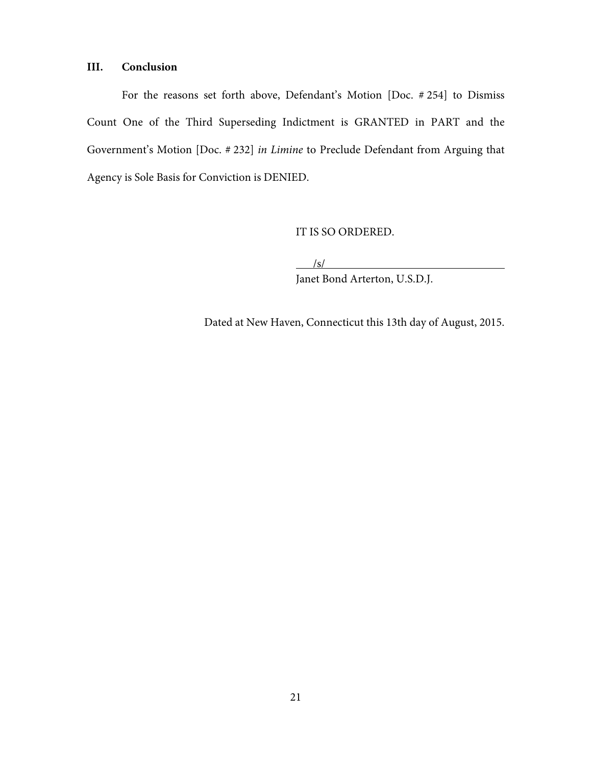## III. Conclusion

For the reasons set forth above, Defendant's Motion [Doc. # 254] to Dismiss Count One of the Third Superseding Indictment is GRANTED in PART and the Government's Motion [Doc. # 232] *in Limine* to Preclude Defendant from Arguing that Agency is Sole Basis for Conviction is DENIED.

IT IS SO ORDERED.

/s/

Janet Bond Arterton, U.S.D.J.

Dated at New Haven, Connecticut this 13th day of August, 2015.